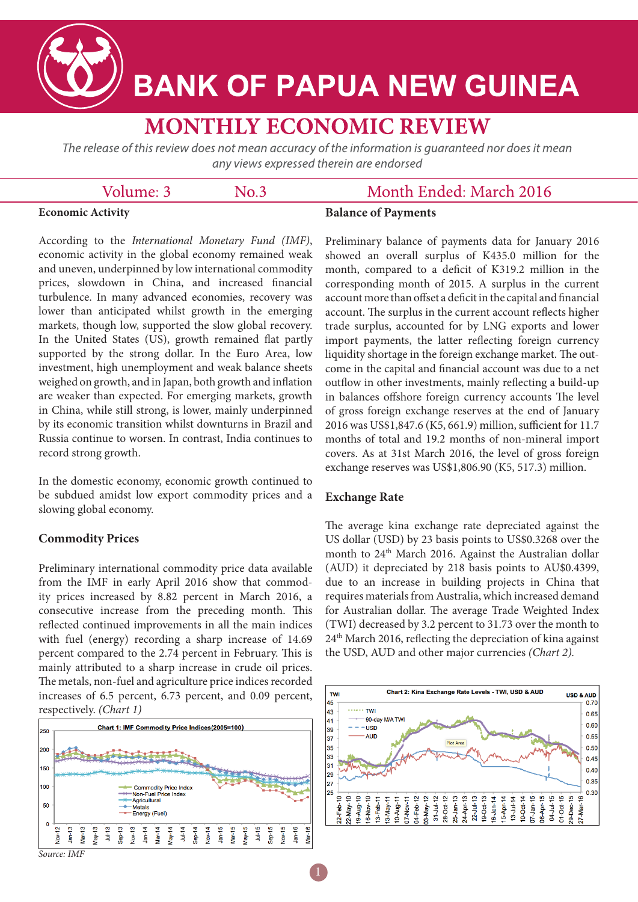# BANK OF PAPUA NEW GUINEA

## MONTHLY ECONOMIC REVIEW

*The release of this review does not mean accuracy of the information is guaranteed nor does it mean any views expressed therein are endorsed*

Volume: 3 No.3 Month Ended: March 2016

### Economic Activity

According to the *International Monetary Fund (IMF)*, economic activity in the global economy remained weak and uneven, underpinned by low international commodity prices, slowdown in China, and increased financial turbulence. In many advanced economies, recovery was lower than anticipated whilst growth in the emerging markets, though low, supported the slow global recovery. In the United States (US), growth remained flat partly supported by the strong dollar. In the Euro Area, low investment, high unemployment and weak balance sheets weighed on growth, and in Japan, both growth and inflation are weaker than expected. For emerging markets, growth in China, while still strong, is lower, mainly underpinned by its economic transition whilst downturns in Brazil and Russia continue to worsen. In contrast, India continues to record strong growth.

In the domestic economy, economic growth continued to be subdued amidst low export commodity prices and a slowing global economy.

### Commodity Prices

Preliminary international commodity price data available from the IMF in early April 2016 show that commodity prices increased by 8.82 percent in March 2016, a consecutive increase from the preceding month. This reflected continued improvements in all the main indices with fuel (energy) recording a sharp increase of 14.69 percent compared to the 2.74 percent in February. This is mainly attributed to a sharp increase in crude oil prices. The metals, non-fuel and agriculture price indices recorded increases of 6.5 percent, 6.73 percent, and 0.09 percent, respectively. *(Chart 1)*

Chart 1: IMF Commodity Price Indices(2005=100)

Source: IMF

### Balance of Payments

Preliminary balance of payments data for January 2016 showed an overall surplus of K435.0 million for the month, compared to a deficit of K319.2 million in the corresponding month of 2015. A surplus in the current account more than offset a deficit in the capital and financial account. The surplus in the current account reflects higher trade surplus, accounted for by LNG exports and lower import payments, the latter reflecting foreign currency liquidity shortage in the foreign exchange market. The outcome in the capital and financial account was due to a net outflow in other investments, mainly reflecting a build-up in balances offshore foreign currency accounts The level of gross foreign exchange reserves at the end of January 2016 was US$1,847.6 (K5, 661.9) million, sufficient for 11.7 months of total and 19.2 months of non-mineral import covers. As at 31st March 2016, the level of gross foreign exchange reserves was US$1,806.90 (K5, 517.3) million.

### Exchange Rate

The average kina exchange rate depreciated against the US dollar (USD) by 23 basis points to US$0.3268 over the month to 24th March 2016. Against the Australian dollar (AUD) it depreciated by 218 basis points to AU$0.4399, due to an increase in building projects in China that requires materials from Australia, which increased demand for Australian dollar. The average Trade Weighted Index (TWI) decreased by 3.2 percent to 31.73 over the month to 24th March 2016, reflecting the depreciation of kina against the USD, AUD and other major currencies *(Chart 2)*.

Chart 2: Kina Exchange Rate Levels - TWI, USD & AUD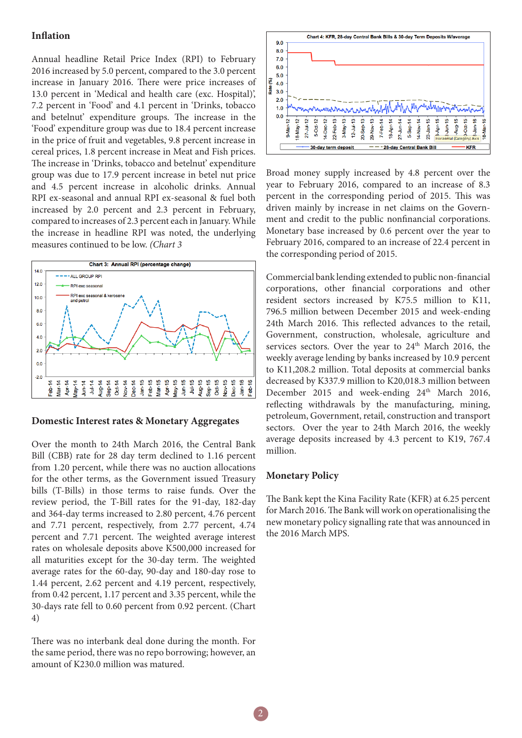## Inflation

Annual headline Retail Price Index (RPI) to February 2016 increased by 5.0 percent, compared to the 3.0 percent increase in January 2016. There were price increases of 13.0 percent in 'Medical and health care (exc. Hospital)', 7.2 percent in 'Food' and 4.1 percent in 'Drinks, tobacco and betelnut' expenditure groups. The increase in the 'Food' expenditure group was due to 18.4 percent increase in the price of fruit and vegetables, 9.8 percent increase in cereal prices, 1.8 percent increase in Meat and Fish prices. The increase in 'Drinks, tobacco and betelnut' expenditure group was due to 17.9 percent increase in betel nut price and 4.5 percent increase in alcoholic drinks. Annual RPI ex-seasonal and annual RPI ex-seasonal & fuel both increased by 2.0 percent and 2.3 percent in February, compared to increases of 2.3 percent each in January. While the increase in headline RPI was noted, the underlying measures continued to be low. *(Chart 3*

**Chart 3: Annual RPI (percentage change)**

## Domestic Interest rates & Monetary Aggregates

Over the month to 24th March 2016, the Central Bank Bill (CBB) rate for 28 day term declined to 1.16 percent from 1.20 percent, while there was no auction allocations for the other terms, as the Government issued Treasury bills (T-Bills) in those terms to raise funds. Over the review period, the T-Bill rates for the 91-day, 182-day and 364-day terms increased to 2.80 percent, 4.76 percent and 7.71 percent, respectively, from 2.77 percent, 4.74 percent and 7.71 percent. The weighted average interest rates on wholesale deposits above K500,000 increased for all maturities except for the 30-day term. The weighted average rates for the 60-day, 90-day and 180-day rose to 1.44 percent, 2.62 percent and 4.19 percent, respectively, from 0.42 percent, 1.17 percent and 3.35 percent, while the 30-days rate fell to 0.60 percent from 0.92 percent. (Chart 4)

There was no interbank deal done during the month. For the same period, there was no repo borrowing; however, an amount of K230.0 million was matured.

**Chart 4: KFR, 28-day Central Bank Bills & 30-day Term Deposits W/average**

Broad money supply increased by 4.8 percent over the year to February 2016, compared to an increase of 8.3 percent in the corresponding period of 2015. This was driven mainly by increase in net claims on the Government and credit to the public nonfinancial corporations. Monetary base increased by 0.6 percent over the year to February 2016, compared to an increase of 22.4 percent in the corresponding period of 2015.

Commercial bank lending extended to public non-financial corporations, other financial corporations and other resident sectors increased by K75.5 million to K11, 796.5 million between December 2015 and week-ending 24th March 2016. This reflected advances to the retail, Government, construction, wholesale, agriculture and services sectors. Over the year to 24th March 2016, the weekly average lending by banks increased by 10.9 percent to K11,208.2 million. Total deposits at commercial banks decreased by K337.9 million to K20,018.3 million between December 2015 and week-ending 24th March 2016, reflecting withdrawals by the manufacturing, mining, petroleum, Government, retail, construction and transport sectors. Over the year to 24th March 2016, the weekly average deposits increased by 4.3 percent to K19, 767.4 million.

## Monetary Policy

The Bank kept the Kina Facility Rate (KFR) at 6.25 percent for March 2016. The Bank will work on operationalising the new monetary policy signalling rate that was announced in the 2016 March MPS.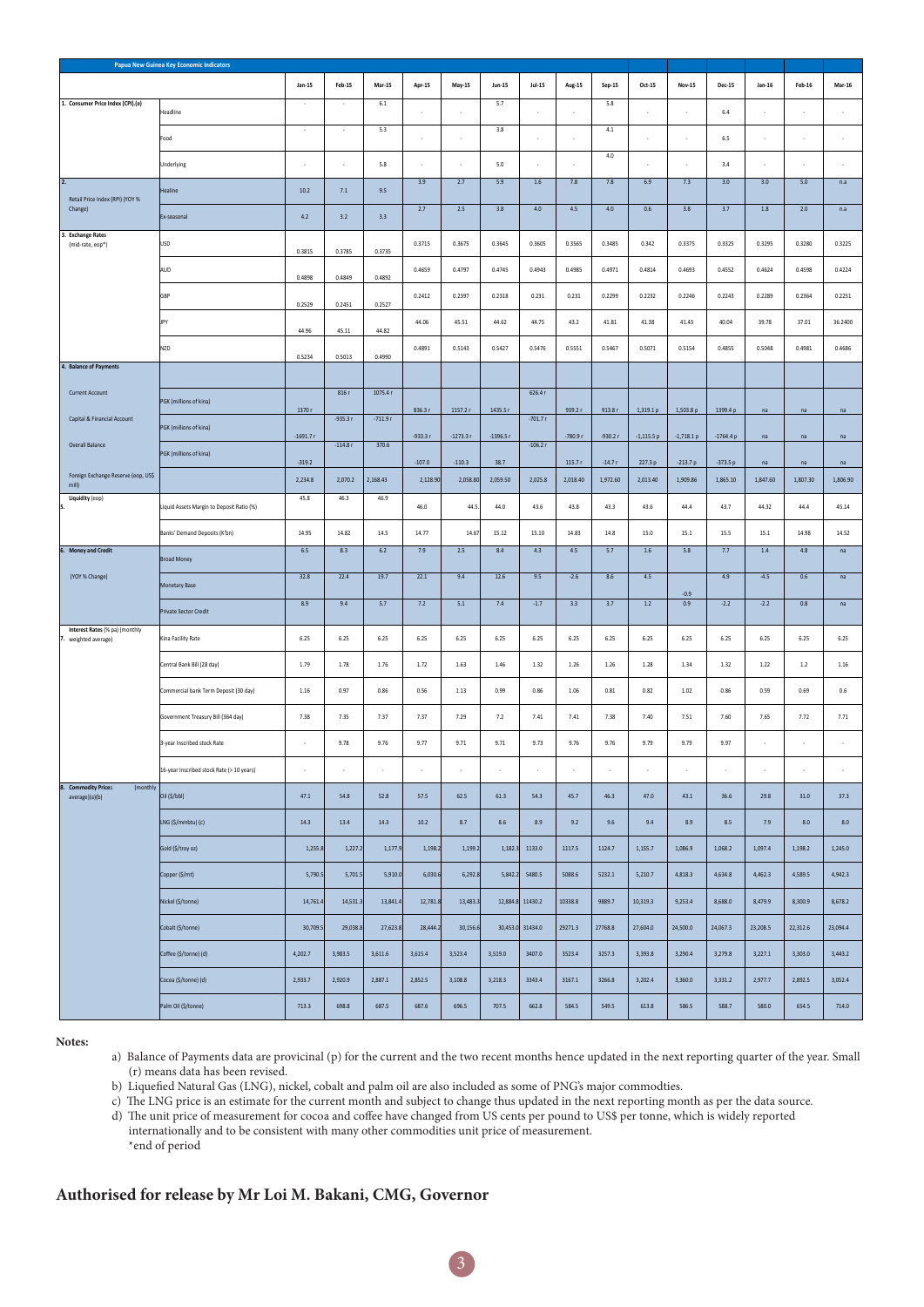| Papua New Guinea Key Economic Indicators | | Jan-15 | Feb-15 | Mar-15 | Apr-15 | May-15 | Jun-15 | Jul-15 | Aug-15 | Sep-15 | Oct-15 | Nov-15 | Dec-15 | Jan-16 | Feb-16 | Mar-16 |
|---|---|---|---|---|---|---|---|---|---|---|---|---|---|---|---|---|
| 1. Consumer Price Index (CPI).(e) | Headline | - | - | 6.1 | - | - | 5.7 | - | - | 5.8 | - | - | 6.4 | - | - | - |
| | Food | - | - | 5.3 | - | - | 3.8 | - | - | 4.1 | - | - | 6.5 | - | - | - |
| | Underlying | - | - | 5.8 | - | - | 5.0 | - | - | 4.0 | - | - | 3.4 | - | - | - |
| 2. Retail Price Index (RPI) (YOY % Change) | Healine | 10.2 | 7.1 | 9.5 | 3.9 | 2.7 | 5.9 | 1.6 | 7.8 | 7.8 | 6.9 | 7.3 | 3.0 | 3.0 | 5.0 | n.a |
| | Ex-seasonal | 4.2 | 3.2 | 3.3 | 2.7 | 2.5 | 3.8 | 4.0 | 4.5 | 4.0 | 0.6 | 3.8 | 3.7 | 1.8 | 2.0 | n.a |
| 3. Exchange Rates (mid-rate, eop*) | USD | 0.3815 | 0.3785 | 0.3735 | 0.3715 | 0.3675 | 0.3645 | 0.3605 | 0.3565 | 0.3485 | 0.342 | 0.3375 | 0.3325 | 0.3295 | 0.3280 | 0.3225 |
| | AUD | 0.4898 | 0.4849 | 0.4892 | 0.4659 | 0.4797 | 0.4745 | 0.4943 | 0.4985 | 0.4971 | 0.4814 | 0.4693 | 0.4552 | 0.4624 | 0.4598 | 0.4224 |
| | GBP | 0.2529 | 0.2451 | 0.2527 | 0.2412 | 0.2397 | 0.2318 | 0.231 | 0.231 | 0.2299 | 0.2232 | 0.2246 | 0.2243 | 0.2289 | 0.2364 | 0.2251 |
| | JPY | 44.96 | 45.11 | 44.82 | 44.06 | 45.51 | 44.62 | 44.75 | 43.2 | 41.81 | 41.38 | 41.43 | 40.04 | 39.78 | 37.01 | 36.2400 |
| | NZD | 0.5234 | 0.5013 | 0.4990 | 0.4891 | 0.5143 | 0.5427 | 0.5476 | 0.5551 | 0.5467 | 0.5071 | 0.5154 | 0.4855 | 0.5048 | 0.4981 | 0.4686 |
| 4. Balance of Payments | | | | | | | | | | | | | | | | |
| Current Account | PGK (millions of kina) | 1370 r | 816 r | 1075.4 r | 836.3 r | 1157.2 r | 1435.5 r | 626.4 r | 939.2 r | 913.8 r | 1,319.1 p | 1,503.8 p | 1399.4 p | na | na | na |
| Capital & Financial Account | PGK (millions of kina) | -1691.7 r | -935.3 r | -711.9 r | -933.3 r | -1273.3 r | -1396.5 r | -701.7 r | -780.9 r | -930.2 r | -1,115.5 p | -1,718.1 p | -1764.4 p | na | na | na |
| Overall Balance | PGK (millions of kina) | -319.2 | -114.8 r | 370.6 | -107.0 | -110.3 | 38.7 | -106.2 r | 115.7 r | -14.7 r | 227.3 p | -213.7 p | -373.5 p | na | na | na |
| Foreign Exchange Reserve (eop, US$ mill) | | 2,234.8 | 2,070.2 | 2,168.43 | 2,128.90 | 2,058.80 | 2,059.50 | 2,025.8 | 2,018.40 | 1,972.60 | 2,013.40 | 1,909.86 | 1,865.10 | 1,847.60 | 1,807.30 | 1,806.90 |
| 5. Liquidity (eop) | Liquid Assets Margin to Deposit Ratio (%) | 45.8 | 46.3 | 46.9 | 46.0 | 44.5 | 44.0 | 43.6 | 43.8 | 43.3 | 43.6 | 44.4 | 43.7 | 44.32 | 44.4 | 45.14 |
| | Banks' Demand Deposits (K'bn) | 14.95 | 14.82 | 14.5 | 14.77 | 14.67 | 15.12 | 15.10 | 14.83 | 14.8 | 15.0 | 15.1 | 15.5 | 15.1 | 14.98 | 14.52 |
| 6. Money and Credit (YOY % Change) | Broad Money | 6.5 | 8.3 | 6.2 | 7.9 | 2.5 | 8.4 | 4.3 | 4.5 | 5.7 | 1.6 | 5.8 | 7.7 | 1.4 | 4.8 | na |
| | Monetary Base | 32.8 | 22.4 | 19.7 | 22.1 | 9.4 | 12.6 | 9.5 | -2.6 | 8.6 | 4.5 | -0.9 | 4.9 | -4.5 | 0.6 | na |
| | Private Sector Credit | 8.9 | 9.4 | 5.7 | 7.2 | 5.1 | 7.4 | -1.7 | 3.3 | 3.7 | 1.2 | 0.9 | -2.2 | -2.2 | 0.8 | na |
| 7. Interest Rates (% pa) (monthly weighted average) | Kina Facility Rate | 6.25 | 6.25 | 6.25 | 6.25 | 6.25 | 6.25 | 6.25 | 6.25 | 6.25 | 6.25 | 6.25 | 6.25 | 6.25 | 6.25 | 6.25 |
| | Central Bank Bill (28 day) | 1.79 | 1.78 | 1.76 | 1.72 | 1.63 | 1.46 | 1.32 | 1.26 | 1.26 | 1.28 | 1.34 | 1.32 | 1.22 | 1.2 | 1.16 |
| | Commercial bank Term Deposit (30 day) | 1.16 | 0.97 | 0.86 | 0.56 | 1.13 | 0.99 | 0.86 | 1.06 | 0.81 | 0.82 | 1.02 | 0.86 | 0.59 | 0.69 | 0.6 |
| | Government Treasury Bill (364 day) | 7.38 | 7.35 | 7.37 | 7.37 | 7.29 | 7.2 | 7.41 | 7.41 | 7.38 | 7.40 | 7.51 | 7.60 | 7.65 | 7.72 | 7.71 |
| | 3-year Inscribed stock Rate | - | 9.78 | 9.76 | 9.77 | 9.71 | 9.71 | 9.73 | 9.76 | 9.76 | 9.79 | 9.79 | 9.97 | - | - | - |
| | 16-year Inscribed stock Rate (> 10 years) | - | - | - | - | - | - | - | - | - | - | - | - | - | - | - |
| 8. Commodity Prices (monthly average)(a)(b) | Oil ($/bbl) | 47.1 | 54.8 | 52.8 | 57.5 | 62.5 | 61.3 | 54.3 | 45.7 | 46.3 | 47.0 | 43.1 | 36.6 | 29.8 | 31.0 | 37.3 |
| | LNG ($/mmbtu) (c) | 14.3 | 13.4 | 14.3 | 10.2 | 8.7 | 8.6 | 8.9 | 9.2 | 9.6 | 9.4 | 8.9 | 8.5 | 7.9 | 8.0 | 8.0 |
| | Gold ($/troy oz) | 1,255.8 | 1,227.2 | 1,177.9 | 1,198.2 | 1,199.2 | 1,182.3 | 1133.0 | 1117.5 | 1124.7 | 1,155.7 | 1,086.9 | 1,068.2 | 1,097.4 | 1,198.2 | 1,245.0 |
| | Copper ($/mt) | 5,790.5 | 5,701.5 | 5,910.0 | 6,030.6 | 6,292.8 | 5,842.2 | 5480.5 | 5088.6 | 5232.1 | 5,210.7 | 4,818.3 | 4,634.8 | 4,462.3 | 4,589.5 | 4,942.3 |
| | Nickel ($/tonne) | 14,761.4 | 14,531.3 | 13,841.4 | 12,781.8 | 13,483.3 | 12,884.8 | 11430.2 | 10338.8 | 9889.7 | 10,319.3 | 9,253.4 | 8,688.0 | 8,479.9 | 8,300.9 | 8,678.2 |
| | Cobalt ($/tonne) | 30,709.5 | 29,038.8 | 27,623.8 | 28,444.2 | 30,156.6 | 30,453.0 | 31434.0 | 29271.3 | 27768.8 | 27,604.0 | 24,500.0 | 24,067.3 | 23,208.5 | 22,312.6 | 23,094.4 |
| | Coffee ($/tonne) (d) | 4,202.7 | 3,983.5 | 3,611.6 | 3,615.4 | 3,523.4 | 3,519.0 | 3407.0 | 3523.4 | 3257.3 | 3,393.8 | 3,290.4 | 3,279.8 | 3,227.1 | 3,303.0 | 3,443.2 |
| | Cocoa ($/tonne) (d) | 2,933.7 | 2,920.9 | 2,887.1 | 2,852.5 | 3,108.8 | 3,218.3 | 3343.4 | 3167.1 | 3266.8 | 3,202.4 | 3,360.0 | 3,331.2 | 2,977.7 | 2,892.5 | 3,052.4 |
| | Palm Oil ($/tonne) | 713.3 | 698.8 | 687.5 | 687.6 | 696.5 | 707.5 | 662.8 | 584.5 | 549.5 | 613.8 | 586.5 | 588.7 | 580.0 | 654.5 | 714.0 |

**Notes:**

a) Balance of Payments data are provicinal (p) for the current and the two recent months hence updated in the next reporting quarter of the year. Small (r) means data has been revised.

b) Liquefied Natural Gas (LNG), nickel, cobalt and palm oil are also included as some of PNG's major commodties.

c) The LNG price is an estimate for the current month and subject to change thus updated in the next reporting month as per the data source.

d) The unit price of measurement for cocoa and coffee have changed from US cents per pound to US$ per tonne, which is widely reported internationally and to be consistent with many other commodities unit price of measurement.

*end of period

## Authorised for release by Mr Loi M. Bakani, CMG, Governor